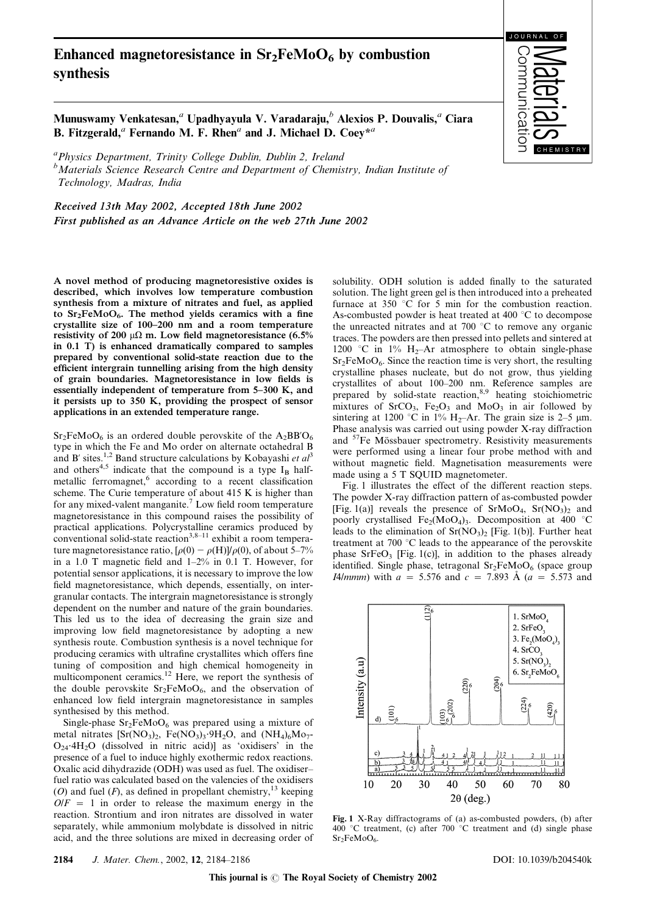# Enhanced magnetoresistance in $Sr_2FeMoO_6$ by combustion synthesis

Munuswamy Venkatesan,[a] Upadhyayula V. Varadaraju,[b] Alexios P. Douvalis,[a] Ciara B. Fitzgerald,[a] Fernando M. F. Rhen[a] and J. Michael D. Coey*[a]

[a]Physics Department, Trinity College Dublin, Dublin 2, Ireland
[b]Materials Science Research Centre and Department of Chemistry, Indian Institute of Technology, Madras, India

*Received 13th May 2002, Accepted 18th June 2002*
*First published as an Advance Article on the web 27th June 2002*

**A novel method of producing magnetoresistive oxides is described, which involves low temperature combustion synthesis from a mixture of nitrates and fuel, as applied to $Sr_2FeMoO_6$. The method yields ceramics with a fine crystallite size of 100–200 nm and a room temperature resistivity of 200 μΩ m. Low field magnetoresistance (6.5% in 0.1 T) is enhanced dramatically compared to samples prepared by conventional solid-state reaction due to the efficient intergrain tunnelling arising from the high density of grain boundaries. Magnetoresistance in low fields is essentially independent of temperature from 5–300 K, and it persists up to 350 K, providing the prospect of sensor applications in an extended temperature range.**

$Sr_2FeMoO_6$ is an ordered double perovskite of the $A_2BB'O_6$ type in which the Fe and Mo order on alternate octahedral B and B′ sites.[1,2] Band structure calculations by Kobayashi *et al*[3] and others[4,5] indicate that the compound is a type $I_B$ half-metallic ferromagnet,[6] according to a recent classification scheme. The Curie temperature of about 415 K is higher than for any mixed-valent manganite.[7] Low field room temperature magnetoresistance in this compound raises the possibility of practical applications. Polycrystalline ceramics produced by conventional solid-state reaction[3,8–11] exhibit a room temperature magnetoresistance ratio, $[\rho(0) - \rho(H)]/\rho(0)$, of about 5–7% in a 1.0 T magnetic field and 1–2% in 0.1 T. However, for potential sensor applications, it is necessary to improve the low field magnetoresistance, which depends, essentially, on intergranular contacts. The intergrain magnetoresistance is strongly dependent on the number and nature of the grain boundaries. This led us to the idea of decreasing the grain size and improving low field magnetoresistance by adopting a new synthesis route. Combustion synthesis is a novel technique for producing ceramics with ultrafine crystallites which offers fine tuning of composition and high chemical homogeneity in multicomponent ceramics.[12] Here, we report the synthesis of the double perovskite $Sr_2FeMoO_6$, and the observation of enhanced low field intergrain magnetoresistance in samples synthesised by this method.

Single-phase $Sr_2FeMoO_6$ was prepared using a mixture of metal nitrates [$Sr(NO_3)_2$, $Fe(NO_3)_3{\cdot}9H_2O$, and $(NH_4)_6Mo_7O_{24}{\cdot}4H_2O$ (dissolved in nitric acid)] as 'oxidisers' in the presence of a fuel to induce highly exothermic redox reactions. Oxalic acid dihydrazide (ODH) was used as fuel. The oxidiser–fuel ratio was calculated based on the valencies of the oxidisers ($O$) and fuel ($F$), as defined in propellant chemistry,[13] keeping $O/F = 1$ in order to release the maximum energy in the reaction. Strontium and iron nitrates are dissolved in water separately, while ammonium molybdate is dissolved in nitric acid, and the three solutions are mixed in decreasing order of solubility. ODH solution is added finally to the saturated solution. The light green gel is then introduced into a preheated furnace at 350 °C for 5 min for the combustion reaction. As-combusted powder is heat treated at 400 °C to decompose the unreacted nitrates and at 700 °C to remove any organic traces. The powders are then pressed into pellets and sintered at 1200 °C in 1% $H_2$–Ar atmosphere to obtain single-phase $Sr_2FeMoO_6$. Since the reaction time is very short, the resulting crystalline phases nucleate, but do not grow, thus yielding crystallites of about 100–200 nm. Reference samples are prepared by solid-state reaction,[8,9] heating stoichiometric mixtures of $SrCO_3$, $Fe_2O_3$ and $MoO_3$ in air followed by sintering at 1200 °C in 1% $H_2$–Ar. The grain size is 2–5 μm. Phase analysis was carried out using powder X-ray diffraction and $^{57}$Fe Mössbauer spectrometry. Resistivity measurements were performed using a linear four probe method with and without magnetic field. Magnetisation measurements were made using a 5 T SQUID magnetometer.

Fig. 1 illustrates the effect of the different reaction steps. The powder X-ray diffraction pattern of as-combusted powder [Fig. 1(a)] reveals the presence of $SrMoO_4$, $Sr(NO_3)_2$ and poorly crystallised $Fe_2(MoO_4)_3$. Decomposition at 400 °C leads to the elimination of $Sr(NO_3)_2$ [Fig. 1(b)]. Further heat treatment at 700 °C leads to the appearance of the perovskite phase $SrFeO_3$ [Fig. 1(c)], in addition to the phases already identified. Single phase, tetragonal $Sr_2FeMoO_6$ (space group *I4/mmm*) with $a$ = 5.576 and $c$ = 7.893 Å ($a$ = 5.573 and

**Fig. 1** X-Ray diffractograms of (a) as-combusted powders, (b) after 400 °C treatment, (c) after 700 °C treatment and (d) single phase $Sr_2FeMoO_6$.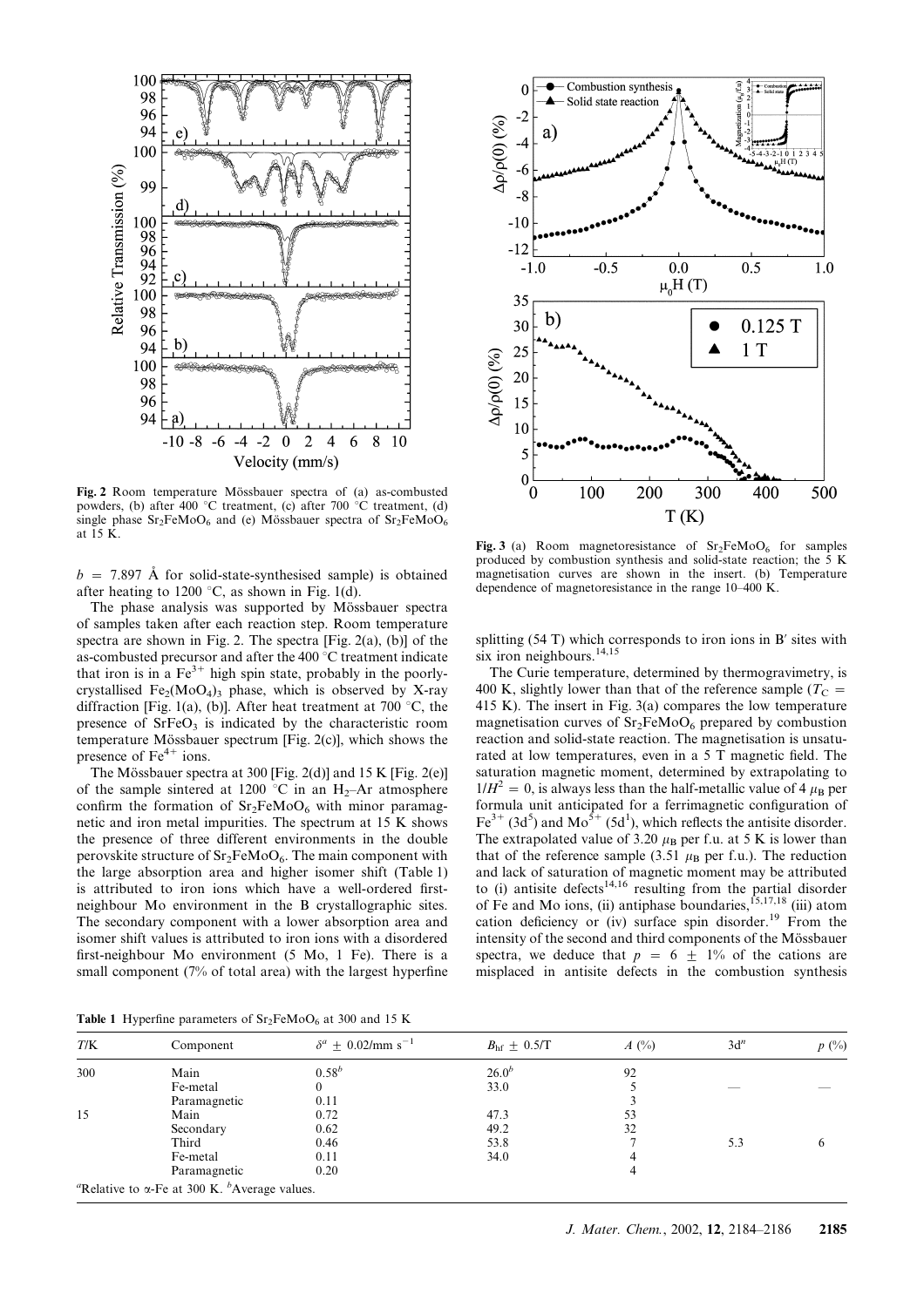**Fig. 2** Room temperature Mössbauer spectra of (a) as-combusted powders, (b) after 400 °C treatment, (c) after 700 °C treatment, (d) single phase $Sr_2FeMoO_6$ and (e) Mössbauer spectra of $Sr_2FeMoO_6$ at 15 K.

$b$ = 7.897 Å for solid-state-synthesised sample) is obtained after heating to 1200 °C, as shown in Fig. 1(d).

The phase analysis was supported by Mössbauer spectra of samples taken after each reaction step. Room temperature spectra are shown in Fig. 2. The spectra [Fig. 2(a), (b)] of the as-combusted precursor and after the 400 °C treatment indicate that iron is in a $Fe^{3+}$ high spin state, probably in the poorly-crystallised $Fe_2(MoO_4)_3$ phase, which is observed by X-ray diffraction [Fig. 1(a), (b)]. After heat treatment at 700 °C, the presence of $SrFeO_3$ is indicated by the characteristic room temperature Mössbauer spectrum [Fig. 2(c)], which shows the presence of $Fe^{4+}$ ions.

The Mössbauer spectra at 300 [Fig. 2(d)] and 15 K [Fig. 2(e)] of the sample sintered at 1200 °C in an $H_2$–Ar atmosphere confirm the formation of $Sr_2FeMoO_6$ with minor paramagnetic and iron metal impurities. The spectrum at 15 K shows the presence of three different environments in the double perovskite structure of $Sr_2FeMoO_6$. The main component with the large absorption area and higher isomer shift (Table 1) is attributed to iron ions which have a well-ordered first-neighbour Mo environment in the B crystallographic sites. The secondary component with a lower absorption area and isomer shift values is attributed to iron ions with a disordered first-neighbour Mo environment (5 Mo, 1 Fe). There is a small component (7% of total area) with the largest hyperfine splitting (54 T) which corresponds to iron ions in B′ sites with six iron neighbours.[14,15]

**Fig. 3** (a) Room magnetoresistance of $Sr_2FeMoO_6$ for samples produced by combustion synthesis and solid-state reaction; the 5 K magnetisation curves are shown in the insert. (b) Temperature dependence of magnetoresistance in the range 10–400 K.

The Curie temperature, determined by thermogravimetry, is 400 K, slightly lower than that of the reference sample ($T_C$ = 415 K). The insert in Fig. 3(a) compares the low temperature magnetisation curves of $Sr_2FeMoO_6$ prepared by combustion reaction and solid-state reaction. The magnetisation is unsaturated at low temperatures, even in a 5 T magnetic field. The saturation magnetic moment, determined by extrapolating to $1/H^2 = 0$, is always less than the half-metallic value of 4 $\mu_B$ per formula unit anticipated for a ferrimagnetic configuration of $Fe^{3+}$ ($3d^5$) and $Mo^{5+}$ ($5d^1$), which reflects the antisite disorder. The extrapolated value of 3.20 $\mu_B$ per f.u. at 5 K is lower than that of the reference sample (3.51 $\mu_B$ per f.u.). The reduction and lack of saturation of magnetic moment may be attributed to (i) antisite defects[14,16] resulting from the partial disorder of Fe and Mo ions, (ii) antiphase boundaries,[15,17,18] (iii) atom cation deficiency or (iv) surface spin disorder.[19] From the intensity of the second and third components of the Mössbauer spectra, we deduce that $p = 6 \pm 1\%$ of the cations are misplaced in antisite defects in the combustion synthesis

**Table 1** Hyperfine parameters of $Sr_2FeMoO_6$ at 300 and 15 K

| $T$/K | Component | $\delta^a \pm 0.02$/mm s$^{-1}$ | $B_{hf} \pm 0.5$/T | $A$ (%) | $3d^n$ | $p$ (%) |
|---|---|---|---|---|---|---|
| 300 | Main | $0.58^b$ | $26.0^b$ | 92 | | |
| | Fe-metal | 0 | 33.0 | 5 | — | — |
| | Paramagnetic | 0.11 | | 3 | | |
| 15 | Main | 0.72 | 47.3 | 53 | | |
| | Secondary | 0.62 | 49.2 | 32 | | |
| | Third | 0.46 | 53.8 | 7 | 5.3 | 6 |
| | Fe-metal | 0.11 | 34.0 | 4 | | |
| | Paramagnetic | 0.20 | | 4 | | |

$^a$Relative to α-Fe at 300 K. $^b$Average values.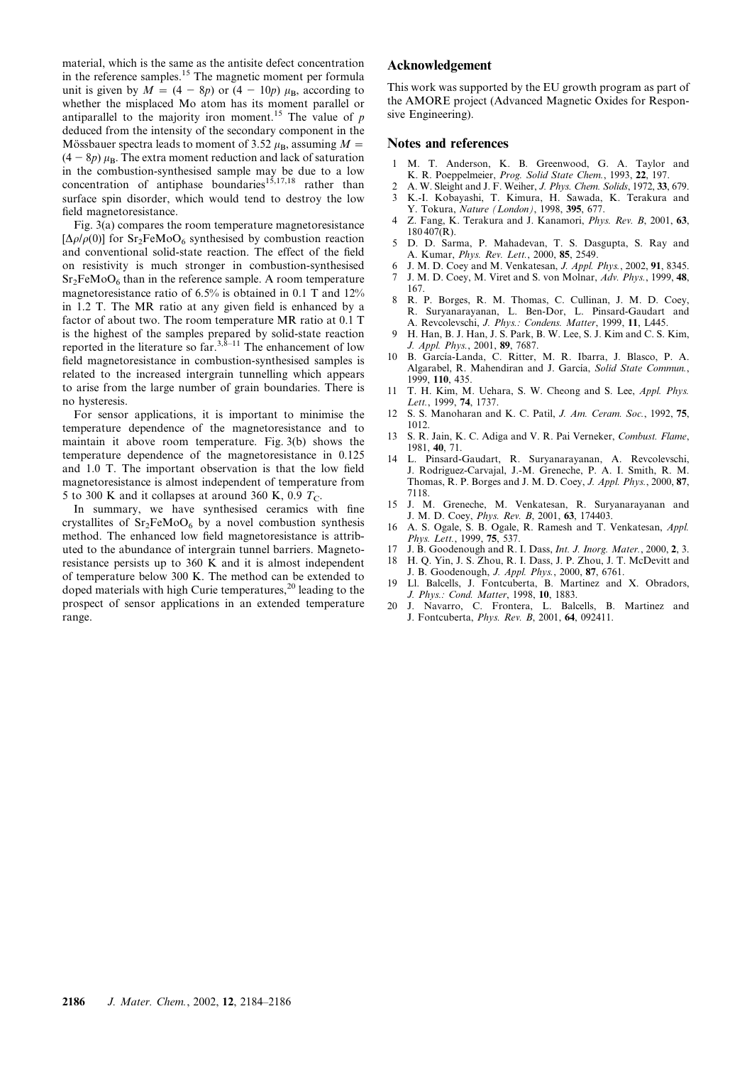material, which is the same as the antisite defect concentration in the reference samples.[15] The magnetic moment per formula unit is given by $M = (4 - 8p)$ or $(4 - 10p)$ $\mu_B$, according to whether the misplaced Mo atom has its moment parallel or antiparallel to the majority iron moment.[15] The value of $p$ deduced from the intensity of the secondary component in the Mössbauer spectra leads to moment of 3.52 $\mu_B$, assuming $M = (4 - 8p)$ $\mu_B$. The extra moment reduction and lack of saturation in the combustion-synthesised sample may be due to a low concentration of antiphase boundaries[15,17,18] rather than surface spin disorder, which would tend to destroy the low field magnetoresistance.

Fig. 3(a) compares the room temperature magnetoresistance $[\Delta\rho/\rho(0)]$ for $Sr_2FeMoO_6$ synthesised by combustion reaction and conventional solid-state reaction. The effect of the field on resistivity is much stronger in combustion-synthesised $Sr_2FeMoO_6$ than in the reference sample. A room temperature magnetoresistance ratio of 6.5% is obtained in 0.1 T and 12% in 1.2 T. The MR ratio at any given field is enhanced by a factor of about two. The room temperature MR ratio at 0.1 T is the highest of the samples prepared by solid-state reaction reported in the literature so far.[3,8–11] The enhancement of low field magnetoresistance in combustion-synthesised samples is related to the increased intergrain tunnelling which appears to arise from the large number of grain boundaries. There is no hysteresis.

For sensor applications, it is important to minimise the temperature dependence of the magnetoresistance and to maintain it above room temperature. Fig. 3(b) shows the temperature dependence of the magnetoresistance in 0.125 and 1.0 T. The important observation is that the low field magnetoresistance is almost independent of temperature from 5 to 300 K and it collapses at around 360 K, 0.9 $T_C$.

In summary, we have synthesised ceramics with fine crystallites of $Sr_2FeMoO_6$ by a novel combustion synthesis method. The enhanced low field magnetoresistance is attributed to the abundance of intergrain tunnel barriers. Magnetoresistance persists up to 360 K and it is almost independent of temperature below 300 K. The method can be extended to doped materials with high Curie temperatures,[20] leading to the prospect of sensor applications in an extended temperature range.

## Acknowledgement

This work was supported by the EU growth program as part of the AMORE project (Advanced Magnetic Oxides for Responsive Engineering).

## Notes and references

1. M. T. Anderson, K. B. Greenwood, G. A. Taylor and K. R. Poeppelmeier, *Prog. Solid State Chem.*, 1993, **22**, 197.
2. A. W. Sleight and J. F. Weiher, *J. Phys. Chem. Solids*, 1972, **33**, 679.
3. K.-I. Kobayashi, T. Kimura, H. Sawada, K. Terakura and Y. Tokura, *Nature (London)*, 1998, **395**, 677.
4. Z. Fang, K. Terakura and J. Kanamori, *Phys. Rev. B*, 2001, **63**, 180407(R).
5. D. D. Sarma, P. Mahadevan, T. S. Dasgupta, S. Ray and A. Kumar, *Phys. Rev. Lett.*, 2000, **85**, 2549.
6. J. M. D. Coey and M. Venkatesan, *J. Appl. Phys.*, 2002, **91**, 8345.
7. J. M. D. Coey, M. Viret and S. von Molnar, *Adv. Phys.*, 1999, **48**, 167.
8. R. P. Borges, R. M. Thomas, C. Cullinan, J. M. D. Coey, R. Suryanarayanan, L. Ben-Dor, L. Pinsard-Gaudart and A. Revcolevschi, *J. Phys.: Condens. Matter*, 1999, **11**, L445.
9. H. Han, B. J. Han, J. S. Park, B. W. Lee, S. J. Kim and C. S. Kim, *J. Appl. Phys.*, 2001, **89**, 7687.
10. B. García-Landa, C. Ritter, M. R. Ibarra, J. Blasco, P. A. Algarabel, R. Mahendiran and J. García, *Solid State Commun.*, 1999, **110**, 435.
11. T. H. Kim, M. Uehara, S. W. Cheong and S. Lee, *Appl. Phys. Lett.*, 1999, **74**, 1737.
12. S. S. Manoharan and K. C. Patil, *J. Am. Ceram. Soc.*, 1992, **75**, 1012.
13. S. R. Jain, K. C. Adiga and V. R. Pai Verneker, *Combust. Flame*, 1981, **40**, 71.
14. L. Pinsard-Gaudart, R. Suryanarayanan, A. Revcolevschi, J. Rodriguez-Carvajal, J.-M. Greneche, P. A. I. Smith, R. M. Thomas, R. P. Borges and J. M. D. Coey, *J. Appl. Phys.*, 2000, **87**, 7118.
15. J. M. Greneche, M. Venkatesan, R. Suryanarayanan and J. M. D. Coey, *Phys. Rev. B*, 2001, **63**, 174403.
16. A. S. Ogale, S. B. Ogale, R. Ramesh and T. Venkatesan, *Appl. Phys. Lett.*, 1999, **75**, 537.
17. J. B. Goodenough and R. I. Dass, *Int. J. Inorg. Mater.*, 2000, **2**, 3.
18. H. Q. Yin, J. S. Zhou, R. I. Dass, J. P. Zhou, J. T. McDevitt and J. B. Goodenough, *J. Appl. Phys.*, 2000, **87**, 6761.
19. Ll. Balcells, J. Fontcuberta, B. Martinez and X. Obradors, *J. Phys.: Cond. Matter*, 1998, **10**, 1883.
20. J. Navarro, C. Frontera, L. Balcells, B. Martinez and J. Fontcuberta, *Phys. Rev. B*, 2001, **64**, 092411.